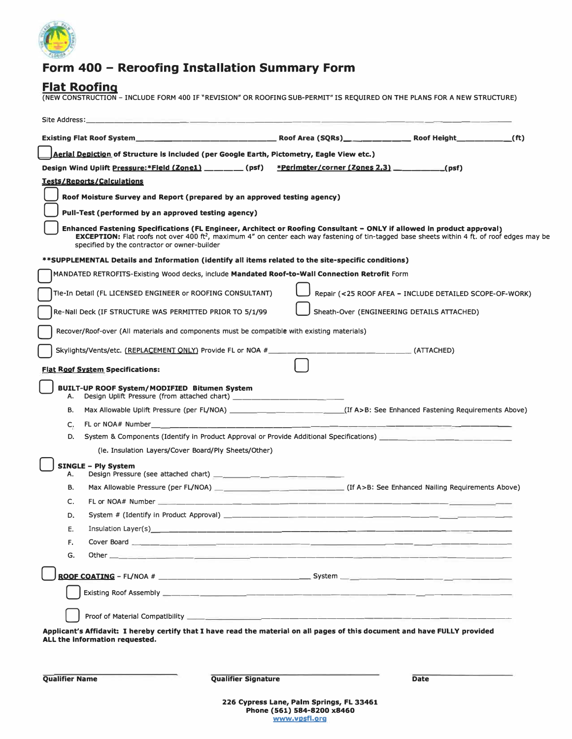# Form 400 – Reroofing Installation Summary Form

## Flat Roofing

(NEW CONSTRUCTION – INCLUDE FORM 400 IF "REVISION" OR ROOFING SUB-PERMIT" IS REQUIRED ON THE PLANS FOR A NEW STRUCTURE)

Site Address: ____________________________________________

**Existing Flat Roof System** ______________________ **Roof Area (SQRs)** ____________ **Roof Height** ____________ **(ft)**

☐ **Aerial Depiction of Structure is included (per Google Earth, Pictometry, Eagle View etc.)**

**Design Wind Uplift Pressure: *Field (Zone1)** ________ **(psf)** ***Perimeter/corner (Zones 2,3)** __________ **(psf)**

**Tests/Reports/Calculations**

☐ **Roof Moisture Survey and Report (prepared by an approved testing agency)**

☐ **Pull-Test (performed by an approved testing agency)**

☐ **Enhanced Fastening Specifications (FL Engineer, Architect or Roofing Consultant – ONLY if allowed in product approval)**
**EXCEPTION:** Flat roofs not over 400 ft$^2$, maximum 4" on center each way fastening of tin-tagged base sheets within 4 ft. of roof edges may be specified by the contractor or owner-builder

****SUPPLEMENTAL Details and Information (identify all items related to the site-specific conditions)**

☐ MANDATED RETROFITS-Existing Wood decks, include **Mandated Roof-to-Wall Connection Retrofit** Form

☐ Tie-In Detail (FL LICENSED ENGINEER or ROOFING CONSULTANT)

☐ Repair (<25 ROOF AFEA – INCLUDE DETAILED SCOPE-OF-WORK)

☐ Re-Nail Deck (IF STRUCTURE WAS PERMITTED PRIOR TO 5/1/99

☐ Sheath-Over (ENGINEERING DETAILS ATTACHED)

☐ Recover/Roof-over (All materials and components must be compatible with existing materials)

☐ Skylights/Vents/etc. (REPLACEMENT ONLY) Provide FL or NOA # ______________________ (ATTACHED)

**Flat Roof System Specifications:** ☐

☐ **BUILT-UP ROOF System/MODIFIED Bitumen System**

A. Design Uplift Pressure (from attached chart) ______________________

B. Max Allowable Uplift Pressure (per FL/NOA) ______________________(If A>B: See Enhanced Fastening Requirements Above)

C. FL or NOA# Number ______________________

D. System & Components (Identify in Product Approval or Provide Additional Specifications) ______________________

(ie. Insulation Layers/Cover Board/Ply Sheets/Other)

☐ **SINGLE – Ply System**

A. Design Pressure (see attached chart) ______________________

B. Max Allowable Pressure (per FL/NOA) ______________________ (If A>B: See Enhanced Nailing Requirements Above)

C. FL or NOA# Number ______________________

D. System # (Identify in Product Approval) ______________________

E. Insulation Layer(s) ______________________

F. Cover Board ______________________

G. Other ______________________

☐ **ROOF COATING** – FL/NOA # ______________________ System ______________________

☐ Existing Roof Assembly ______________________

☐ Proof of Material Compatibility ______________________

**Applicant's Affidavit: I hereby certify that I have read the material on all pages of this document and have FULLY provided ALL the information requested.**

| **Qualifier Name** | **Qualifier Signature** | **Date** |
|---|---|---|
| | | |

**226 Cypress Lane, Palm Springs, FL 33461**
**Phone (561) 584-8200 x8460**
www.vpsfl.org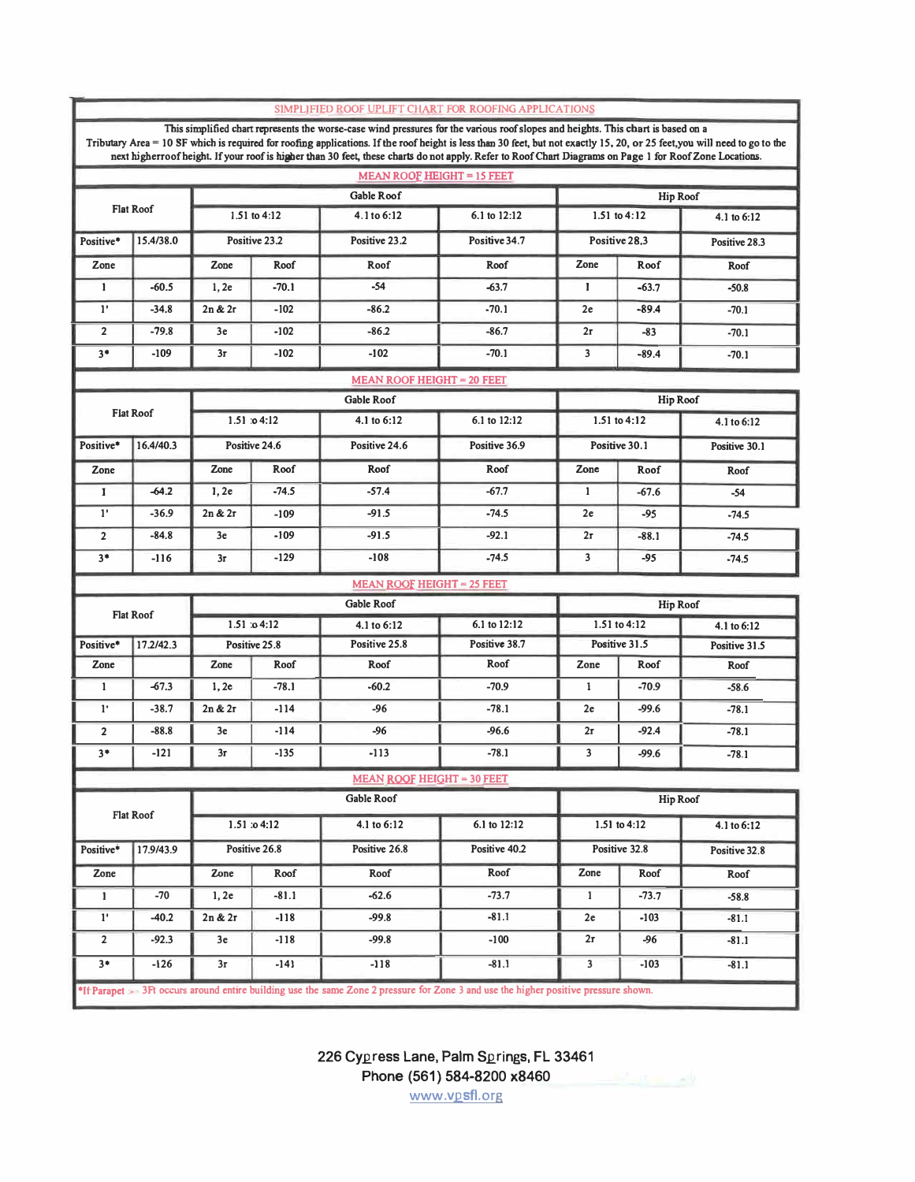## SIMPLIFIED ROOF UPLIFT CHART FOR ROOFING APPLICATIONS

This simplified chart represents the worse-case wind pressures for the various roof slopes and heights. This chart is based on a Tributary Area = 10 SF which is required for roofing applications. If the roof height is less than 30 feet, but not exactly 15, 20, or 25 feet,you will need to go to the next higherroof height. If your roof is higher than 30 feet, these charts do not apply. Refer to Roof Chart Diagrams on Page 1 for Roof Zone Locations.

### MEAN ROOF HEIGHT = 15 FEET

| Flat Roof | | Gable Roof | | | | Hip Roof | | |
|---|---|---|---|---|---|---|---|---|
| | | 1.51 to 4:12 | | 4.1 to 6:12 | 6.1 to 12:12 | 1.51 to 4:12 | | 4.1 to 6:12 |
| Positive* | 15.4/38.0 | Positive 23.2 | | Positive 23.2 | Positive 34.7 | Positive 28.3 | | Positive 28.3 |
| Zone | | Zone | Roof | Roof | Roof | Zone | Roof | Roof |
| 1 | -60.5 | 1, 2e | -70.1 | -54 | -63.7 | 1 | -63.7 | -50.8 |
| 1' | -34.8 | 2n & 2r | -102 | -86.2 | -70.1 | 2e | -89.4 | -70.1 |
| 2 | -79.8 | 3e | -102 | -86.2 | -86.7 | 2r | -83 | -70.1 |
| 3* | -109 | 3r | -102 | -102 | -70.1 | 3 | -89.4 | -70.1 |

### MEAN ROOF HEIGHT = 20 FEET

| Flat Roof | | Gable Roof | | | | Hip Roof | | |
|---|---|---|---|---|---|---|---|---|
| | | 1.51 to 4:12 | | 4.1 to 6:12 | 6.1 to 12:12 | 1.51 to 4:12 | | 4.1 to 6:12 |
| Positive* | 16.4/40.3 | Positive 24.6 | | Positive 24.6 | Positive 36.9 | Positive 30.1 | | Positive 30.1 |
| Zone | | Zone | Roof | Roof | Roof | Zone | Roof | Roof |
| 1 | -64.2 | 1, 2e | -74.5 | -57.4 | -67.7 | 1 | -67.6 | -54 |
| 1' | -36.9 | 2n & 2r | -109 | -91.5 | -74.5 | 2e | -95 | -74.5 |
| 2 | -84.8 | 3e | -109 | -91.5 | -92.1 | 2r | -88.1 | -74.5 |
| 3* | -116 | 3r | -129 | -108 | -74.5 | 3 | -95 | -74.5 |

### MEAN ROOF HEIGHT = 25 FEET

| Flat Roof | | Gable Roof | | | | Hip Roof | | |
|---|---|---|---|---|---|---|---|---|
| | | 1.51 to 4:12 | | 4.1 to 6:12 | 6.1 to 12:12 | 1.51 to 4:12 | | 4.1 to 6:12 |
| Positive* | 17.2/42.3 | Positive 25.8 | | Positive 25.8 | Positive 38.7 | Positive 31.5 | | Positive 31.5 |
| Zone | | Zone | Roof | Roof | Roof | Zone | Roof | Roof |
| 1 | -67.3 | 1, 2e | -78.1 | -60.2 | -70.9 | 1 | -70.9 | -58.6 |
| 1' | -38.7 | 2n & 2r | -114 | -96 | -78.1 | 2e | -99.6 | -78.1 |
| 2 | -88.8 | 3e | -114 | -96 | -96.6 | 2r | -92.4 | -78.1 |
| 3* | -121 | 3r | -135 | -113 | -78.1 | 3 | -99.6 | -78.1 |

### MEAN ROOF HEIGHT = 30 FEET

| Flat Roof | | Gable Roof | | | | Hip Roof | | |
|---|---|---|---|---|---|---|---|---|
| | | 1.51 to 4:12 | | 4.1 to 6:12 | 6.1 to 12:12 | 1.51 to 4:12 | | 4.1 to 6:12 |
| Positive* | 17.9/43.9 | Positive 26.8 | | Positive 26.8 | Positive 40.2 | Positive 32.8 | | Positive 32.8 |
| Zone | | Zone | Roof | Roof | Roof | Zone | Roof | Roof |
| 1 | -70 | 1, 2e | -81.1 | -62.6 | -73.7 | 1 | -73.7 | -58.8 |
| 1' | -40.2 | 2n & 2r | -118 | -99.8 | -81.1 | 2e | -103 | -81.1 |
| 2 | -92.3 | 3e | -118 | -99.8 | -100 | 2r | -96 | -81.1 |
| 3* | -126 | 3r | -141 | -118 | -81.1 | 3 | -103 | -81.1 |

*If Parapet >= 3Ft occurs around entire building use the same Zone 2 pressure for Zone 3 and use the higher positive pressure shown.

226 Cypress Lane, Palm Springs, FL 33461
Phone (561) 584-8200 x8460
www.vpsfl.org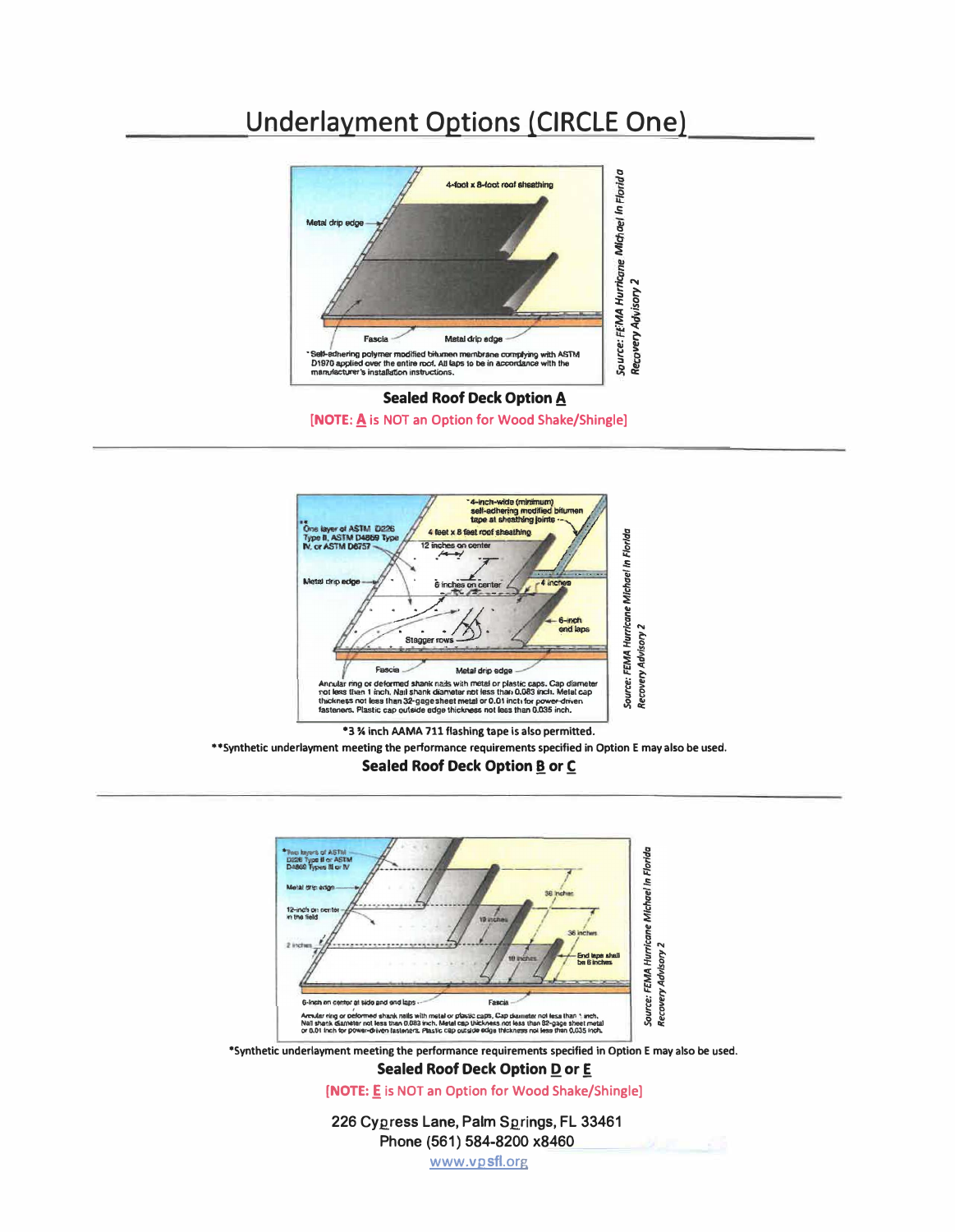# Underlayment Options (CIRCLE One)

4-foot x 8-foot roof sheathing

Metal drip edge

Fascia

Metal drip edge

*Self-adhering polymer modified bitumen membrane complying with ASTM D1970 applied over the entire roof. All laps to be in accordance with the manufacturer's installation instructions.

*Source: FEMA Hurricane Michael in Florida Recovery Advisory 2*

**Sealed Roof Deck Option A**

[NOTE: **A** is NOT an Option for Wood Shake/Shingle]

---

*4-inch-wide (minimum) self-adhering modified bitumen tape at sheathing joints

**One layer of ASTM D226 Type II, ASTM D4869 Type IV, or ASTM D6757

4 feet x 8 feet roof sheathing

12 inches on center

Metal drip edge

6 inches on center

4 inches

6-inch end laps

Stagger rows

Fascia

Metal drip edge

Annular ring or deformed shank nails with metal or plastic caps. Cap diameter not less than 1 inch. Nail shank diameter not less than 0.083 inch. Metal cap thickness not less than 32-gage sheet metal or 0.01 inch for power-driven fasteners. Plastic cap outside edge thickness not less than 0.035 inch.

*Source: FEMA Hurricane Michael in Florida Recovery Advisory 2*

*3 ¾ inch AAMA 711 flashing tape is also permitted.

**Synthetic underlayment meeting the performance requirements specified in Option E may also be used.

**Sealed Roof Deck Option B or C**

---

*Two layers of ASTM D226 Type II or ASTM D4869 Types III or IV

Metal drip edge

12-inch on center in the field

2 inches

36 inches

19 inches

36 inches

19 inches

End laps shall be 6 inches

6-inch on center at side and end laps

Fascia

Annular ring or deformed shank nails with metal or plastic caps. Cap diameter not less than 1 inch. Nail shank diameter not less than 0.083 inch. Metal cap thickness not less than 32-gage sheet metal or 0.01 inch for power-driven fasteners. Plastic cap outside edge thickness not less than 0.035 inch.

*Source: FEMA Hurricane Michael in Florida Recovery Advisory 2*

*Synthetic underlayment meeting the performance requirements specified in Option E may also be used.

**Sealed Roof Deck Option D or E**

[NOTE: **E** is NOT an Option for Wood Shake/Shingle]

226 Cypress Lane, Palm Springs, FL 33461
Phone (561) 584-8200 x8460
www.vpsfl.org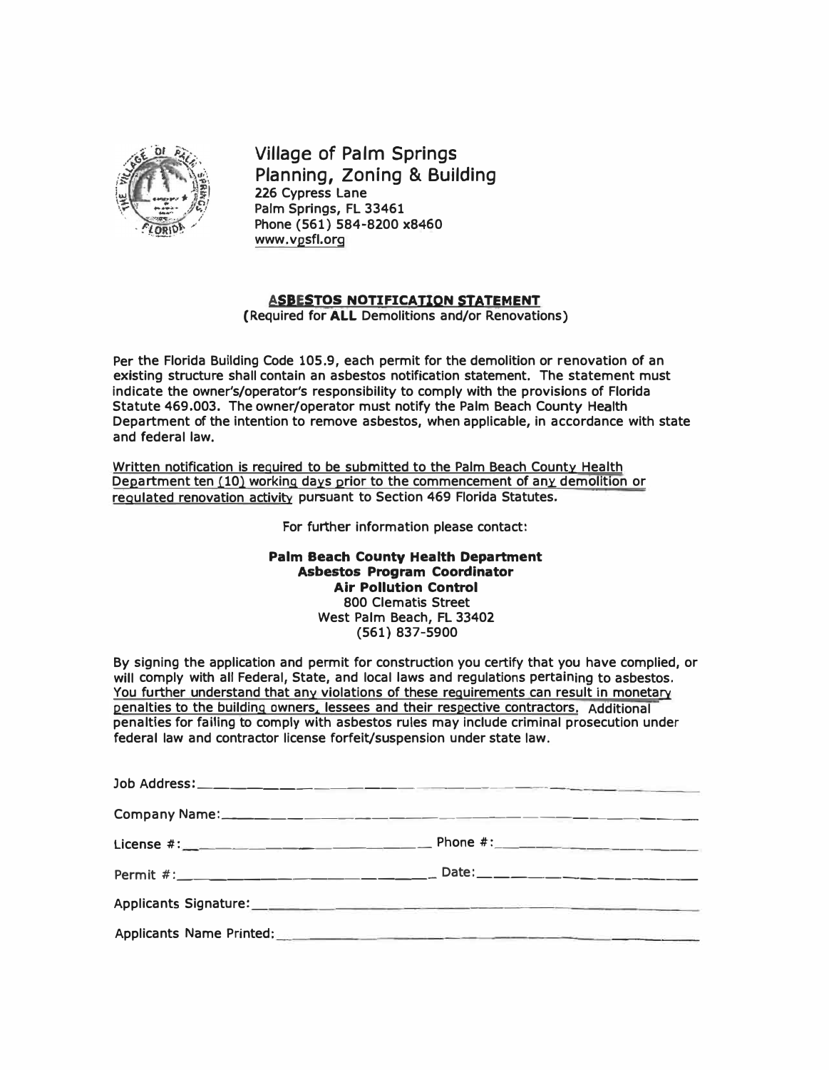# Village of Palm Springs
## Planning, Zoning & Building

226 Cypress Lane
Palm Springs, FL 33461
Phone (561) 584-8200 x8460
www.vpsfl.org

### ASBESTOS NOTIFICATION STATEMENT

(Required for **ALL** Demolitions and/or Renovations)

Per the Florida Building Code 105.9, each permit for the demolition or renovation of an existing structure shall contain an asbestos notification statement. The statement must indicate the owner's/operator's responsibility to comply with the provisions of Florida Statute 469.003. The owner/operator must notify the Palm Beach County Health Department of the intention to remove asbestos, when applicable, in accordance with state and federal law.

Written notification is required to be submitted to the Palm Beach County Health Department ten (10) working days prior to the commencement of any demolition or regulated renovation activity pursuant to Section 469 Florida Statutes.

For further information please contact:

**Palm Beach County Health Department**
**Asbestos Program Coordinator**
**Air Pollution Control**
800 Clematis Street
West Palm Beach, FL 33402
(561) 837-5900

By signing the application and permit for construction you certify that you have complied, or will comply with all Federal, State, and local laws and regulations pertaining to asbestos. You further understand that any violations of these requirements can result in monetary penalties to the building owners, lessees and their respective contractors. Additional penalties for failing to comply with asbestos rules may include criminal prosecution under federal law and contractor license forfeit/suspension under state law.

Job Address: ______________________________

Company Name: ______________________________

License #: ______________________ Phone #: ______________________

Permit #: ______________________ Date: ______________________

Applicants Signature: ______________________________

Applicants Name Printed: ______________________________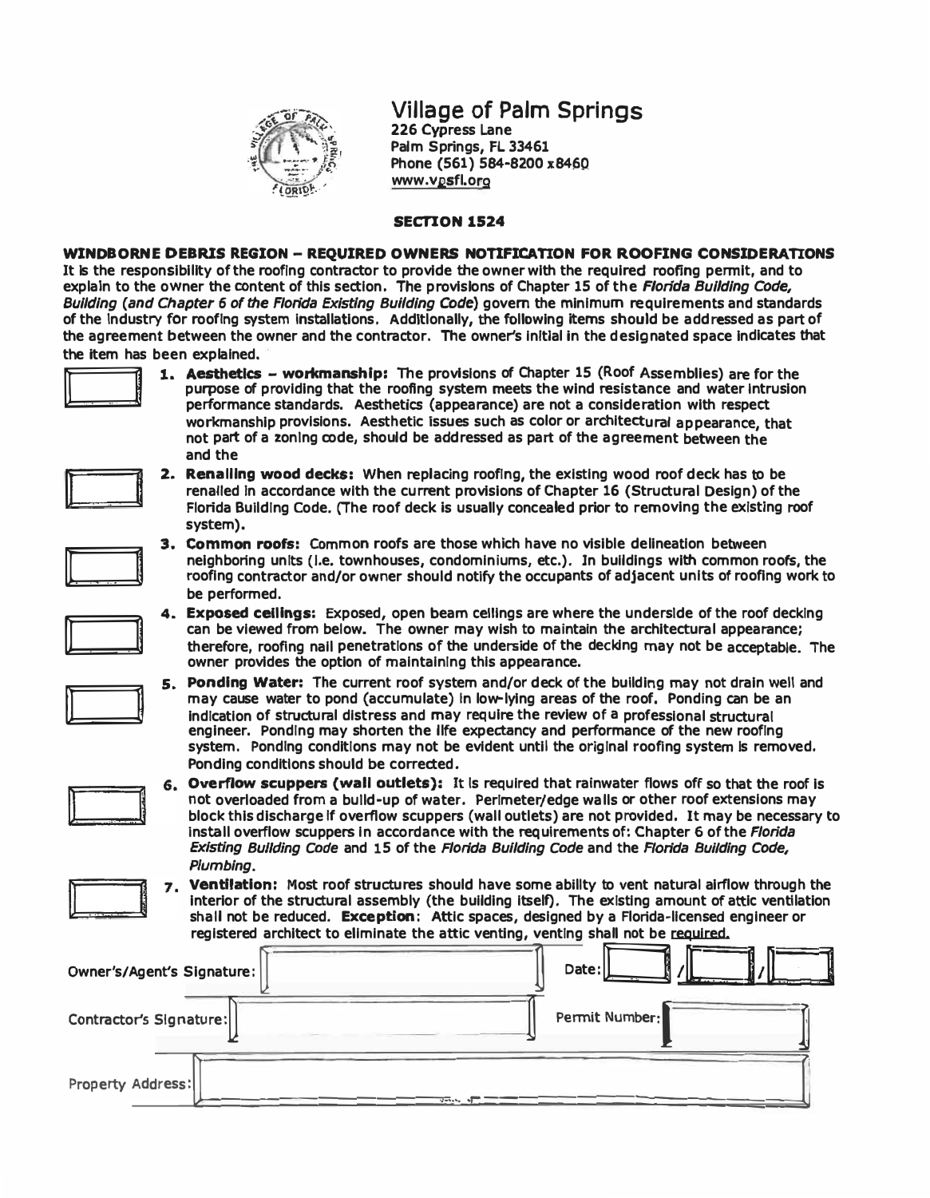# Village of Palm Springs

226 Cypress Lane
Palm Springs, FL 33461
Phone (561) 584-8200 x8460
www.vpsfl.org

## SECTION 1524

**WINDBORNE DEBRIS REGION – REQUIRED OWNERS NOTIFICATION FOR ROOFING CONSIDERATIONS**

It is the responsibility of the roofing contractor to provide the owner with the required roofing permit, and to explain to the owner the content of this section. The provisions of Chapter 15 of the *Florida Building Code, Building (and Chapter 6 of the Florida Existing Building Code)* govern the minimum requirements and standards of the industry for roofing system installations. Additionally, the following items should be addressed as part of the agreement between the owner and the contractor. The owner's initial in the designated space indicates that the item has been explained.

1. **Aesthetics – workmanship:** The provisions of Chapter 15 (Roof Assemblies) are for the purpose of providing that the roofing system meets the wind resistance and water intrusion performance standards. Aesthetics (appearance) are not a consideration with respect workmanship provisions. Aesthetic issues such as color or architectural appearance, that not part of a zoning code, should be addressed as part of the agreement between the and the

2. **Renailing wood decks:** When replacing roofing, the existing wood roof deck has to be renailed in accordance with the current provisions of Chapter 16 (Structural Design) of the Florida Building Code. (The roof deck is usually concealed prior to removing the existing roof system).

3. **Common roofs:** Common roofs are those which have no visible delineation between neighboring units (i.e. townhouses, condominiums, etc.). In buildings with common roofs, the roofing contractor and/or owner should notify the occupants of adjacent units of roofing work to be performed.

4. **Exposed ceilings:** Exposed, open beam ceilings are where the underside of the roof decking can be viewed from below. The owner may wish to maintain the architectural appearance; therefore, roofing nail penetrations of the underside of the decking may not be acceptable. The owner provides the option of maintaining this appearance.

5. **Ponding Water:** The current roof system and/or deck of the building may not drain well and may cause water to pond (accumulate) in low-lying areas of the roof. Ponding can be an indication of structural distress and may require the review of a professional structural engineer. Ponding may shorten the life expectancy and performance of the new roofing system. Ponding conditions may not be evident until the original roofing system is removed. Ponding conditions should be corrected.

6. **Overflow scuppers (wall outlets):** It is required that rainwater flows off so that the roof is not overloaded from a build-up of water. Perimeter/edge walls or other roof extensions may block this discharge if overflow scuppers (wall outlets) are not provided. It may be necessary to install overflow scuppers in accordance with the requirements of: Chapter 6 of the *Florida Existing Building Code* and 15 of the *Florida Building Code* and the *Florida Building Code, Plumbing*.

7. **Ventilation:** Most roof structures should have some ability to vent natural airflow through the interior of the structural assembly (the building itself). The existing amount of attic ventilation shall not be reduced. **Exception**: Attic spaces, designed by a Florida-licensed engineer or registered architect to eliminate the attic venting, venting shall not be required.

Owner's/Agent's Signature: ____________________ Date: ____ / ____ / ____

Contractor's Signature: ____________________ Permit Number: ____________

Property Address: ____________________